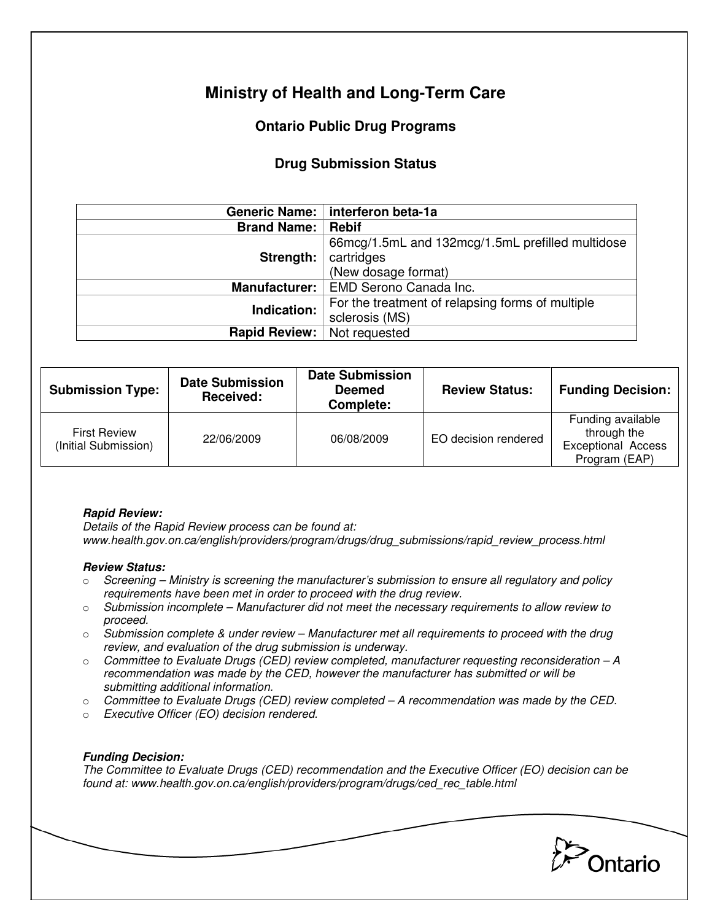# Ministry of Health and Long-Term Care

## Ontario Public Drug Programs

### Drug Submission Status

| | |
|---|---|
| **Generic Name:** | **interferon beta-1a** |
| **Brand Name:** | **Rebif** |
| **Strength:** | 66mcg/1.5mL and 132mcg/1.5mL prefilled multidose cartridges<br>(New dosage format) |
| **Manufacturer:** | EMD Serono Canada Inc. |
| **Indication:** | For the treatment of relapsing forms of multiple sclerosis (MS) |
| **Rapid Review:** | Not requested |

| Submission Type: | Date Submission Received: | Date Submission Deemed Complete: | Review Status: | Funding Decision: |
|---|---|---|---|---|
| First Review (Initial Submission) | 22/06/2009 | 06/08/2009 | EO decision rendered | Funding available through the Exceptional Access Program (EAP) |

***Rapid Review:***
*Details of the Rapid Review process can be found at:*
*www.health.gov.on.ca/english/providers/program/drugs/drug_submissions/rapid_review_process.html*

***Review Status:***

- *Screening – Ministry is screening the manufacturer's submission to ensure all regulatory and policy requirements have been met in order to proceed with the drug review.*
- *Submission incomplete – Manufacturer did not meet the necessary requirements to allow review to proceed.*
- *Submission complete & under review – Manufacturer met all requirements to proceed with the drug review, and evaluation of the drug submission is underway.*
- *Committee to Evaluate Drugs (CED) review completed, manufacturer requesting reconsideration – A recommendation was made by the CED, however the manufacturer has submitted or will be submitting additional information.*
- *Committee to Evaluate Drugs (CED) review completed – A recommendation was made by the CED.*
- *Executive Officer (EO) decision rendered.*

***Funding Decision:***
*The Committee to Evaluate Drugs (CED) recommendation and the Executive Officer (EO) decision can be found at: www.health.gov.on.ca/english/providers/program/drugs/ced_rec_table.html*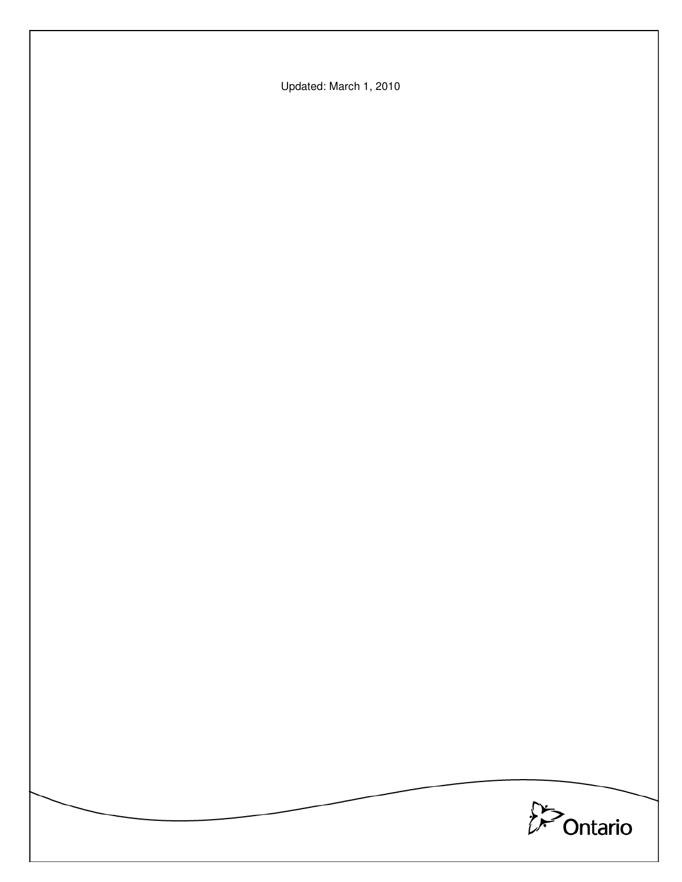Updated: March 1, 2010

Ontario